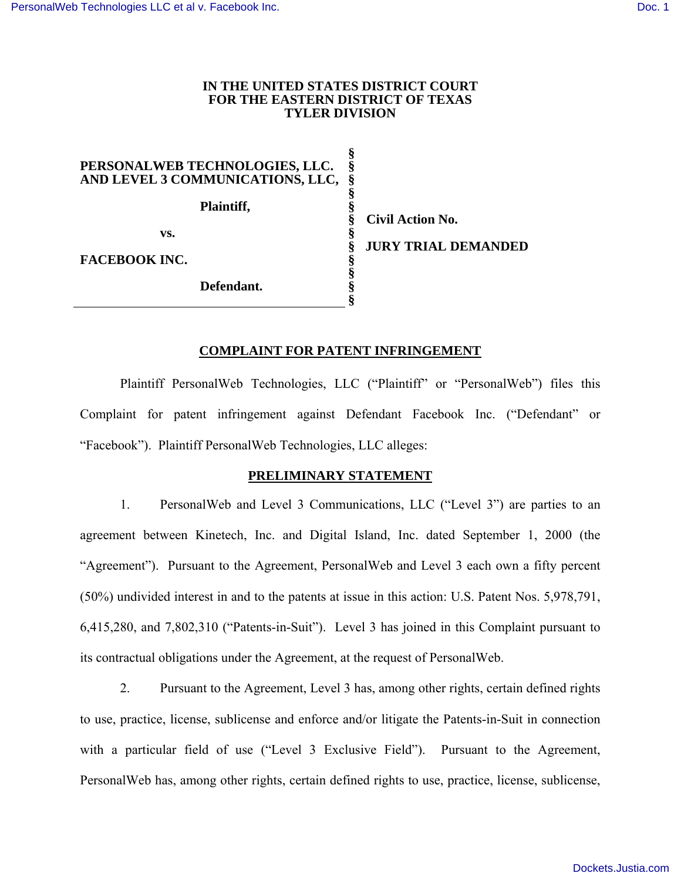**IN THE UNITED STATES DISTRICT COURT**
**FOR THE EASTERN DISTRICT OF TEXAS**
**TYLER DIVISION**

| | | |
|---|---|---|
| **PERSONALWEB TECHNOLOGIES, LLC. AND LEVEL 3 COMMUNICATIONS, LLC,** | § | |
| **Plaintiff,** | § | **Civil Action No.** |
| **vs.** | § | **JURY TRIAL DEMANDED** |
| **FACEBOOK INC.** | § | |
| **Defendant.** | § | |

## COMPLAINT FOR PATENT INFRINGEMENT

Plaintiff PersonalWeb Technologies, LLC ("Plaintiff" or "PersonalWeb") files this Complaint for patent infringement against Defendant Facebook Inc. ("Defendant" or "Facebook"). Plaintiff PersonalWeb Technologies, LLC alleges:

## PRELIMINARY STATEMENT

1. PersonalWeb and Level 3 Communications, LLC ("Level 3") are parties to an agreement between Kinetech, Inc. and Digital Island, Inc. dated September 1, 2000 (the "Agreement"). Pursuant to the Agreement, PersonalWeb and Level 3 each own a fifty percent (50%) undivided interest in and to the patents at issue in this action: U.S. Patent Nos. 5,978,791, 6,415,280, and 7,802,310 ("Patents-in-Suit"). Level 3 has joined in this Complaint pursuant to its contractual obligations under the Agreement, at the request of PersonalWeb.

2. Pursuant to the Agreement, Level 3 has, among other rights, certain defined rights to use, practice, license, sublicense and enforce and/or litigate the Patents-in-Suit in connection with a particular field of use ("Level 3 Exclusive Field"). Pursuant to the Agreement, PersonalWeb has, among other rights, certain defined rights to use, practice, license, sublicense,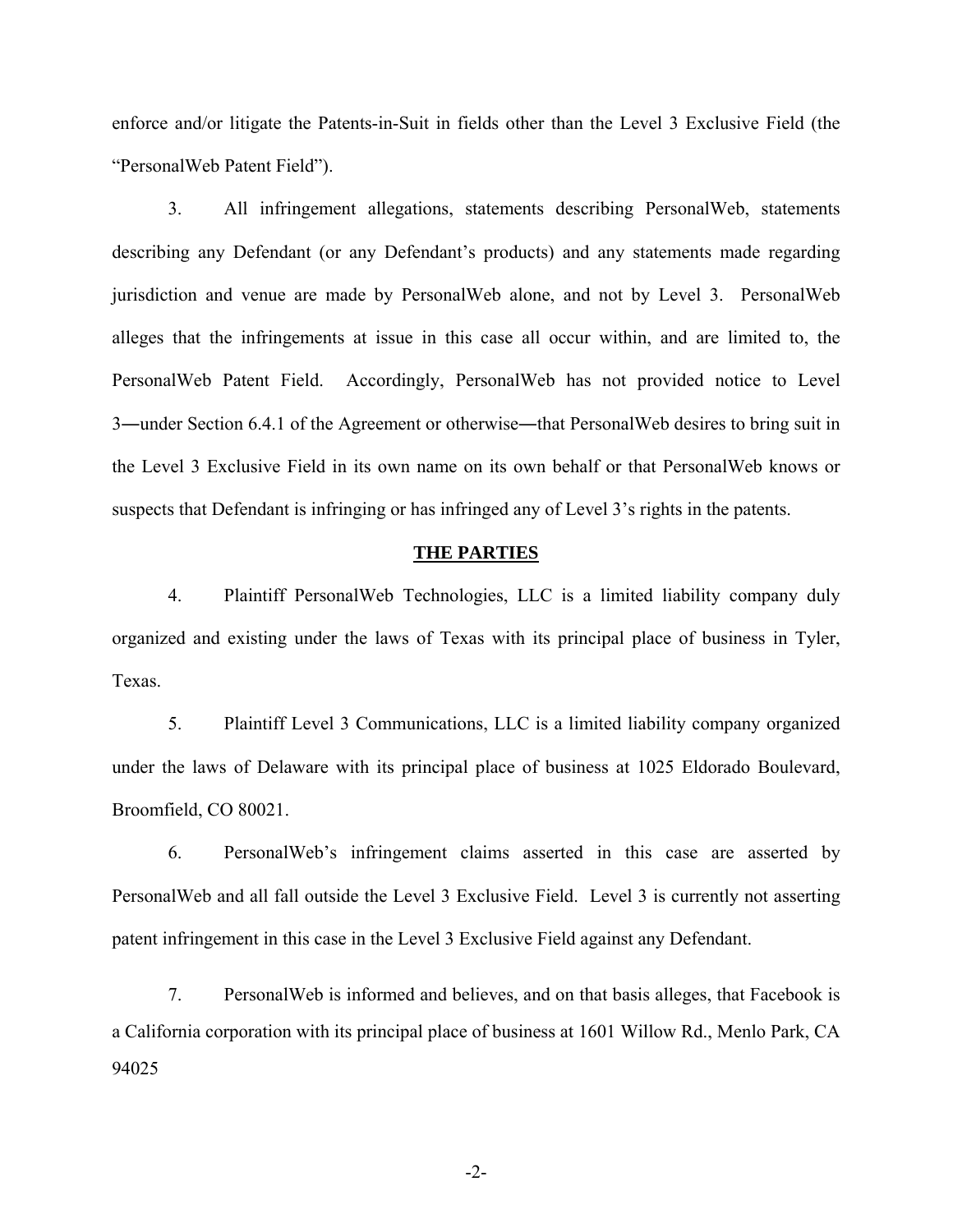enforce and/or litigate the Patents-in-Suit in fields other than the Level 3 Exclusive Field (the "PersonalWeb Patent Field").

3. All infringement allegations, statements describing PersonalWeb, statements describing any Defendant (or any Defendant's products) and any statements made regarding jurisdiction and venue are made by PersonalWeb alone, and not by Level 3. PersonalWeb alleges that the infringements at issue in this case all occur within, and are limited to, the PersonalWeb Patent Field. Accordingly, PersonalWeb has not provided notice to Level 3—under Section 6.4.1 of the Agreement or otherwise—that PersonalWeb desires to bring suit in the Level 3 Exclusive Field in its own name on its own behalf or that PersonalWeb knows or suspects that Defendant is infringing or has infringed any of Level 3's rights in the patents.

## THE PARTIES

4. Plaintiff PersonalWeb Technologies, LLC is a limited liability company duly organized and existing under the laws of Texas with its principal place of business in Tyler, Texas.

5. Plaintiff Level 3 Communications, LLC is a limited liability company organized under the laws of Delaware with its principal place of business at 1025 Eldorado Boulevard, Broomfield, CO 80021.

6. PersonalWeb's infringement claims asserted in this case are asserted by PersonalWeb and all fall outside the Level 3 Exclusive Field. Level 3 is currently not asserting patent infringement in this case in the Level 3 Exclusive Field against any Defendant.

7. PersonalWeb is informed and believes, and on that basis alleges, that Facebook is a California corporation with its principal place of business at 1601 Willow Rd., Menlo Park, CA 94025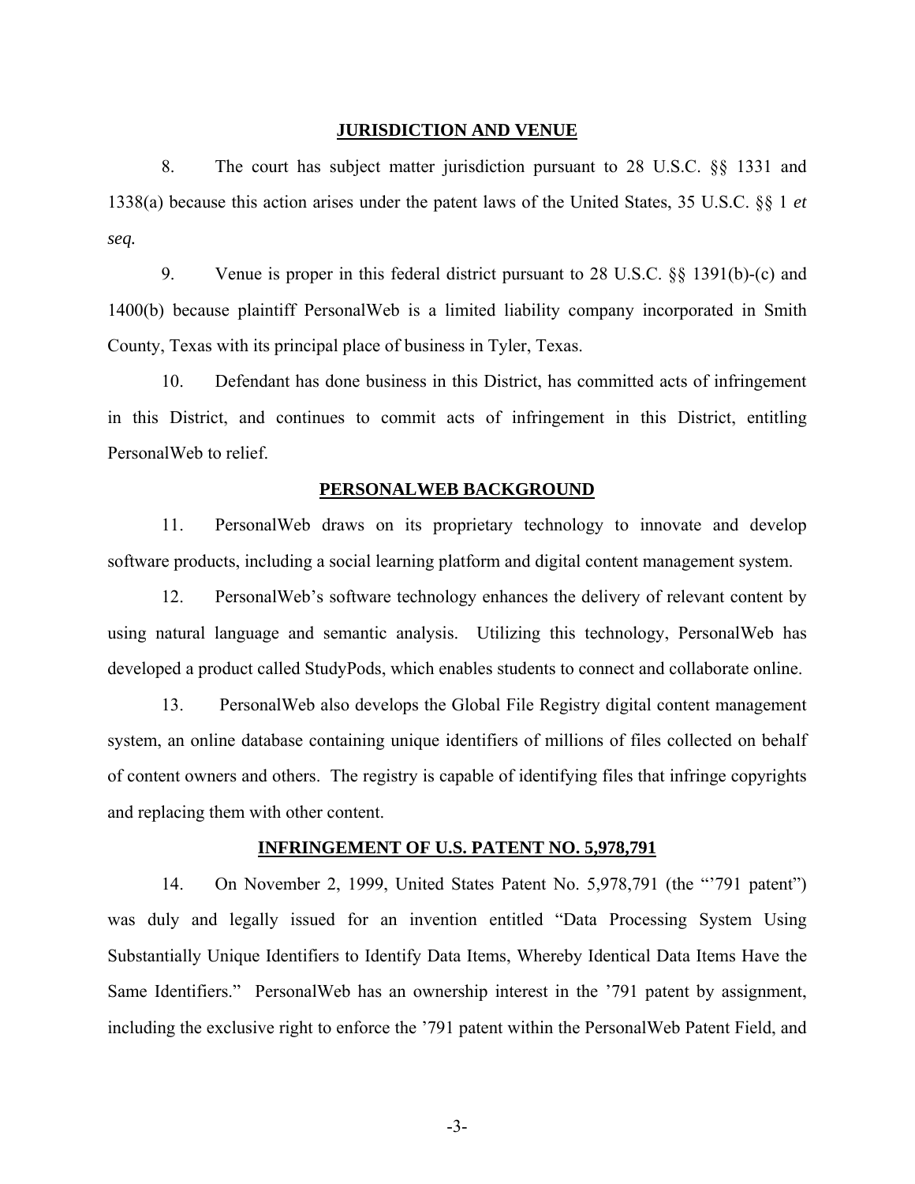## JURISDICTION AND VENUE

8. The court has subject matter jurisdiction pursuant to 28 U.S.C. §§ 1331 and 1338(a) because this action arises under the patent laws of the United States, 35 U.S.C. §§ 1 *et seq.*

9. Venue is proper in this federal district pursuant to 28 U.S.C. §§ 1391(b)-(c) and 1400(b) because plaintiff PersonalWeb is a limited liability company incorporated in Smith County, Texas with its principal place of business in Tyler, Texas.

10. Defendant has done business in this District, has committed acts of infringement in this District, and continues to commit acts of infringement in this District, entitling PersonalWeb to relief.

## PERSONALWEB BACKGROUND

11. PersonalWeb draws on its proprietary technology to innovate and develop software products, including a social learning platform and digital content management system.

12. PersonalWeb's software technology enhances the delivery of relevant content by using natural language and semantic analysis. Utilizing this technology, PersonalWeb has developed a product called StudyPods, which enables students to connect and collaborate online.

13. PersonalWeb also develops the Global File Registry digital content management system, an online database containing unique identifiers of millions of files collected on behalf of content owners and others. The registry is capable of identifying files that infringe copyrights and replacing them with other content.

## INFRINGEMENT OF U.S. PATENT NO. 5,978,791

14. On November 2, 1999, United States Patent No. 5,978,791 (the "'791 patent") was duly and legally issued for an invention entitled "Data Processing System Using Substantially Unique Identifiers to Identify Data Items, Whereby Identical Data Items Have the Same Identifiers." PersonalWeb has an ownership interest in the '791 patent by assignment, including the exclusive right to enforce the '791 patent within the PersonalWeb Patent Field, and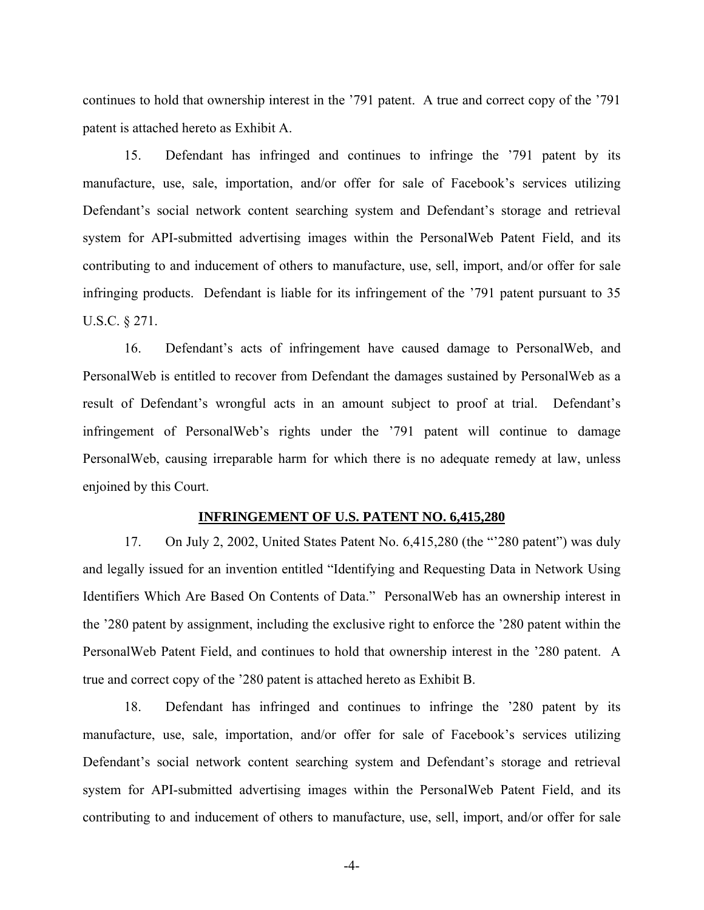continues to hold that ownership interest in the ’791 patent. A true and correct copy of the ’791 patent is attached hereto as Exhibit A.

15. Defendant has infringed and continues to infringe the ’791 patent by its manufacture, use, sale, importation, and/or offer for sale of Facebook’s services utilizing Defendant’s social network content searching system and Defendant’s storage and retrieval system for API-submitted advertising images within the PersonalWeb Patent Field, and its contributing to and inducement of others to manufacture, use, sell, import, and/or offer for sale infringing products. Defendant is liable for its infringement of the ’791 patent pursuant to 35 U.S.C. § 271.

16. Defendant’s acts of infringement have caused damage to PersonalWeb, and PersonalWeb is entitled to recover from Defendant the damages sustained by PersonalWeb as a result of Defendant’s wrongful acts in an amount subject to proof at trial. Defendant’s infringement of PersonalWeb’s rights under the ’791 patent will continue to damage PersonalWeb, causing irreparable harm for which there is no adequate remedy at law, unless enjoined by this Court.

**INFRINGEMENT OF U.S. PATENT NO. 6,415,280**

17. On July 2, 2002, United States Patent No. 6,415,280 (the "’280 patent") was duly and legally issued for an invention entitled "Identifying and Requesting Data in Network Using Identifiers Which Are Based On Contents of Data." PersonalWeb has an ownership interest in the ’280 patent by assignment, including the exclusive right to enforce the ’280 patent within the PersonalWeb Patent Field, and continues to hold that ownership interest in the ’280 patent. A true and correct copy of the ’280 patent is attached hereto as Exhibit B.

18. Defendant has infringed and continues to infringe the ’280 patent by its manufacture, use, sale, importation, and/or offer for sale of Facebook’s services utilizing Defendant’s social network content searching system and Defendant’s storage and retrieval system for API-submitted advertising images within the PersonalWeb Patent Field, and its contributing to and inducement of others to manufacture, use, sell, import, and/or offer for sale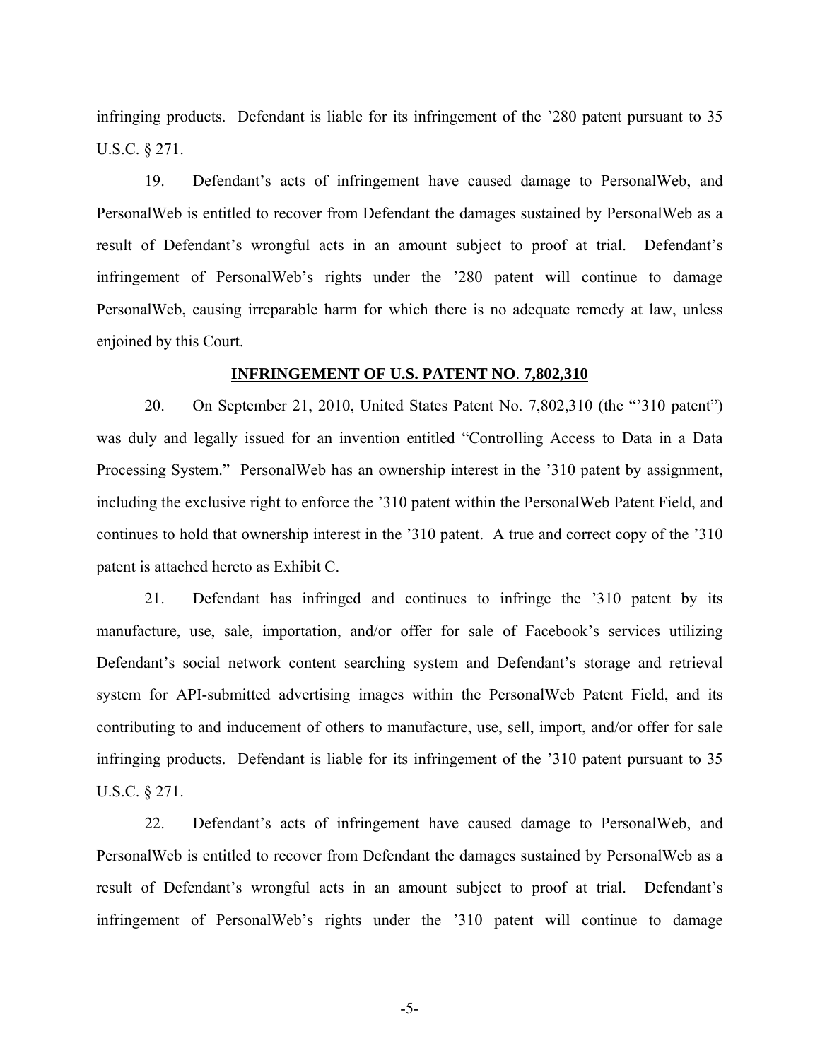infringing products. Defendant is liable for its infringement of the ’280 patent pursuant to 35 U.S.C. § 271.

19. Defendant’s acts of infringement have caused damage to PersonalWeb, and PersonalWeb is entitled to recover from Defendant the damages sustained by PersonalWeb as a result of Defendant’s wrongful acts in an amount subject to proof at trial. Defendant’s infringement of PersonalWeb’s rights under the ’280 patent will continue to damage PersonalWeb, causing irreparable harm for which there is no adequate remedy at law, unless enjoined by this Court.

**INFRINGEMENT OF U.S. PATENT NO. 7,802,310**

20. On September 21, 2010, United States Patent No. 7,802,310 (the “’310 patent”) was duly and legally issued for an invention entitled “Controlling Access to Data in a Data Processing System.” PersonalWeb has an ownership interest in the ’310 patent by assignment, including the exclusive right to enforce the ’310 patent within the PersonalWeb Patent Field, and continues to hold that ownership interest in the ’310 patent. A true and correct copy of the ’310 patent is attached hereto as Exhibit C.

21. Defendant has infringed and continues to infringe the ’310 patent by its manufacture, use, sale, importation, and/or offer for sale of Facebook’s services utilizing Defendant’s social network content searching system and Defendant’s storage and retrieval system for API-submitted advertising images within the PersonalWeb Patent Field, and its contributing to and inducement of others to manufacture, use, sell, import, and/or offer for sale infringing products. Defendant is liable for its infringement of the ’310 patent pursuant to 35 U.S.C. § 271.

22. Defendant’s acts of infringement have caused damage to PersonalWeb, and PersonalWeb is entitled to recover from Defendant the damages sustained by PersonalWeb as a result of Defendant’s wrongful acts in an amount subject to proof at trial. Defendant’s infringement of PersonalWeb’s rights under the ’310 patent will continue to damage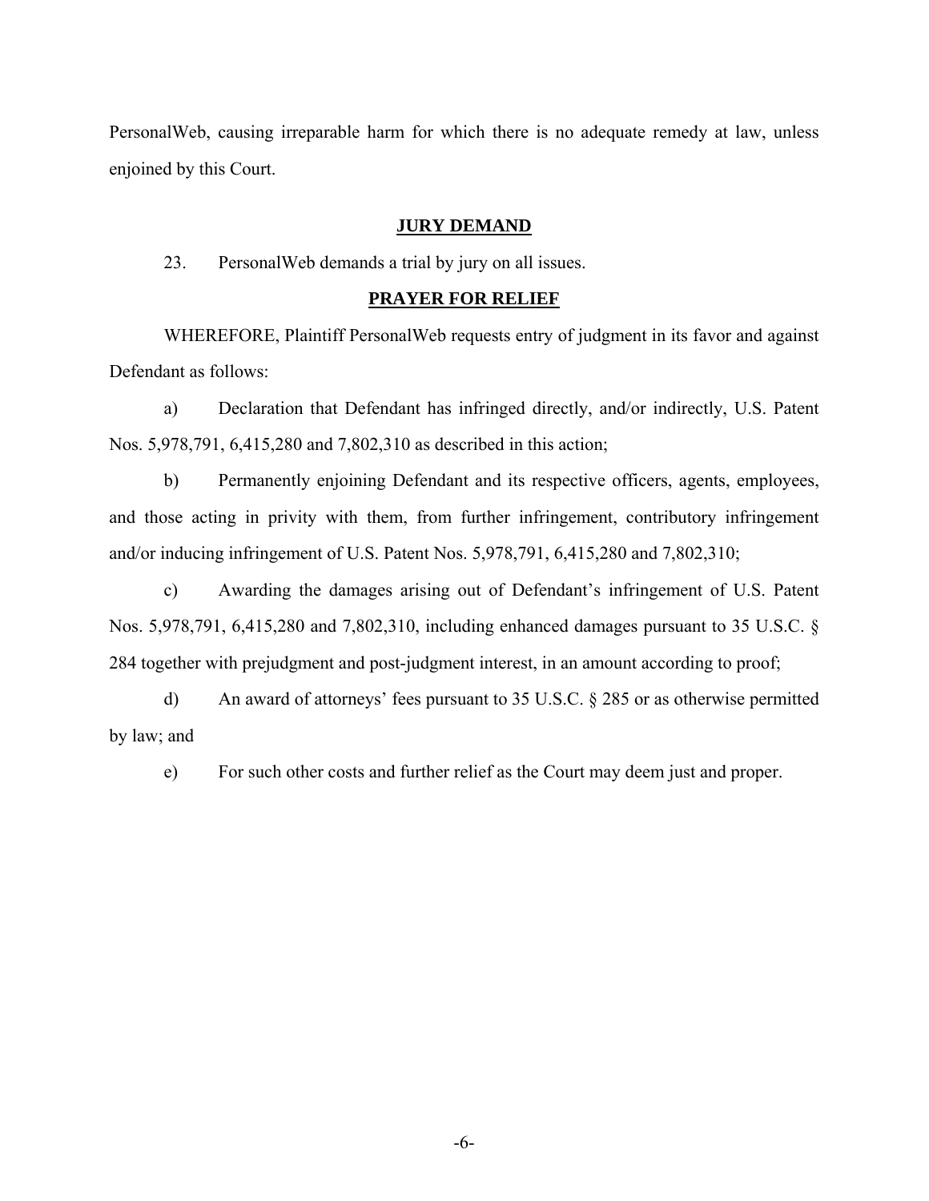PersonalWeb, causing irreparable harm for which there is no adequate remedy at law, unless enjoined by this Court.

## JURY DEMAND

23. PersonalWeb demands a trial by jury on all issues.

## PRAYER FOR RELIEF

WHEREFORE, Plaintiff PersonalWeb requests entry of judgment in its favor and against Defendant as follows:

a) Declaration that Defendant has infringed directly, and/or indirectly, U.S. Patent Nos. 5,978,791, 6,415,280 and 7,802,310 as described in this action;

b) Permanently enjoining Defendant and its respective officers, agents, employees, and those acting in privity with them, from further infringement, contributory infringement and/or inducing infringement of U.S. Patent Nos. 5,978,791, 6,415,280 and 7,802,310;

c) Awarding the damages arising out of Defendant's infringement of U.S. Patent Nos. 5,978,791, 6,415,280 and 7,802,310, including enhanced damages pursuant to 35 U.S.C. § 284 together with prejudgment and post-judgment interest, in an amount according to proof;

d) An award of attorneys' fees pursuant to 35 U.S.C. § 285 or as otherwise permitted by law; and

e) For such other costs and further relief as the Court may deem just and proper.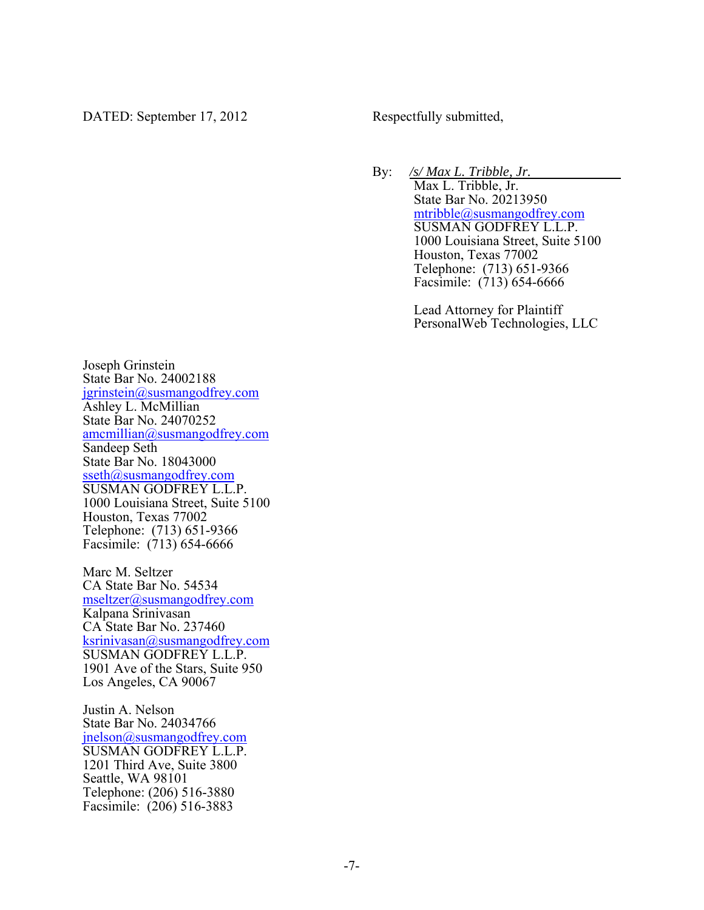DATED: September 17, 2012

Respectfully submitted,

By: */s/ Max L. Tribble, Jr.*
Max L. Tribble, Jr.
State Bar No. 20213950
mtribble@susmangodfrey.com
SUSMAN GODFREY L.L.P.
1000 Louisiana Street, Suite 5100
Houston, Texas 77002
Telephone: (713) 651-9366
Facsimile: (713) 654-6666

Lead Attorney for Plaintiff
PersonalWeb Technologies, LLC

Joseph Grinstein
State Bar No. 24002188
jgrinstein@susmangodfrey.com
Ashley L. McMillian
State Bar No. 24070252
amcmillian@susmangodfrey.com
Sandeep Seth
State Bar No. 18043000
sseth@susmangodfrey.com
SUSMAN GODFREY L.L.P.
1000 Louisiana Street, Suite 5100
Houston, Texas 77002
Telephone: (713) 651-9366
Facsimile: (713) 654-6666

Marc M. Seltzer
CA State Bar No. 54534
mseltzer@susmangodfrey.com
Kalpana Srinivasan
CA State Bar No. 237460
ksrinivasan@susmangodfrey.com
SUSMAN GODFREY L.L.P.
1901 Ave of the Stars, Suite 950
Los Angeles, CA 90067

Justin A. Nelson
State Bar No. 24034766
jnelson@susmangodfrey.com
SUSMAN GODFREY L.L.P.
1201 Third Ave, Suite 3800
Seattle, WA 98101
Telephone: (206) 516-3880
Facsimile: (206) 516-3883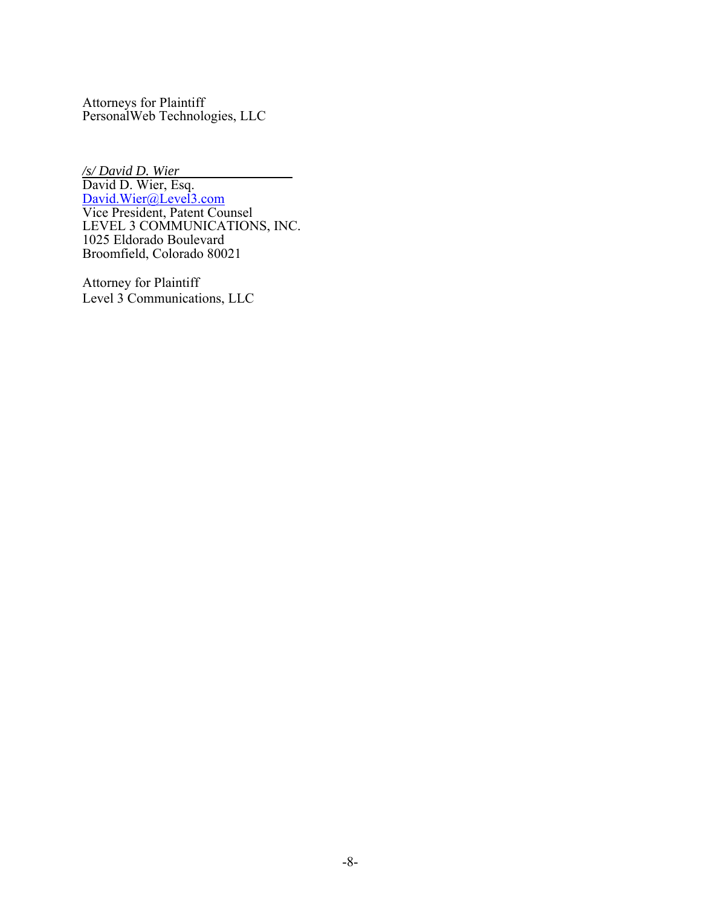Attorneys for Plaintiff
PersonalWeb Technologies, LLC

*/s/ David D. Wier*
David D. Wier, Esq.
David.Wier@Level3.com
Vice President, Patent Counsel
LEVEL 3 COMMUNICATIONS, INC.
1025 Eldorado Boulevard
Broomfield, Colorado 80021

Attorney for Plaintiff
Level 3 Communications, LLC